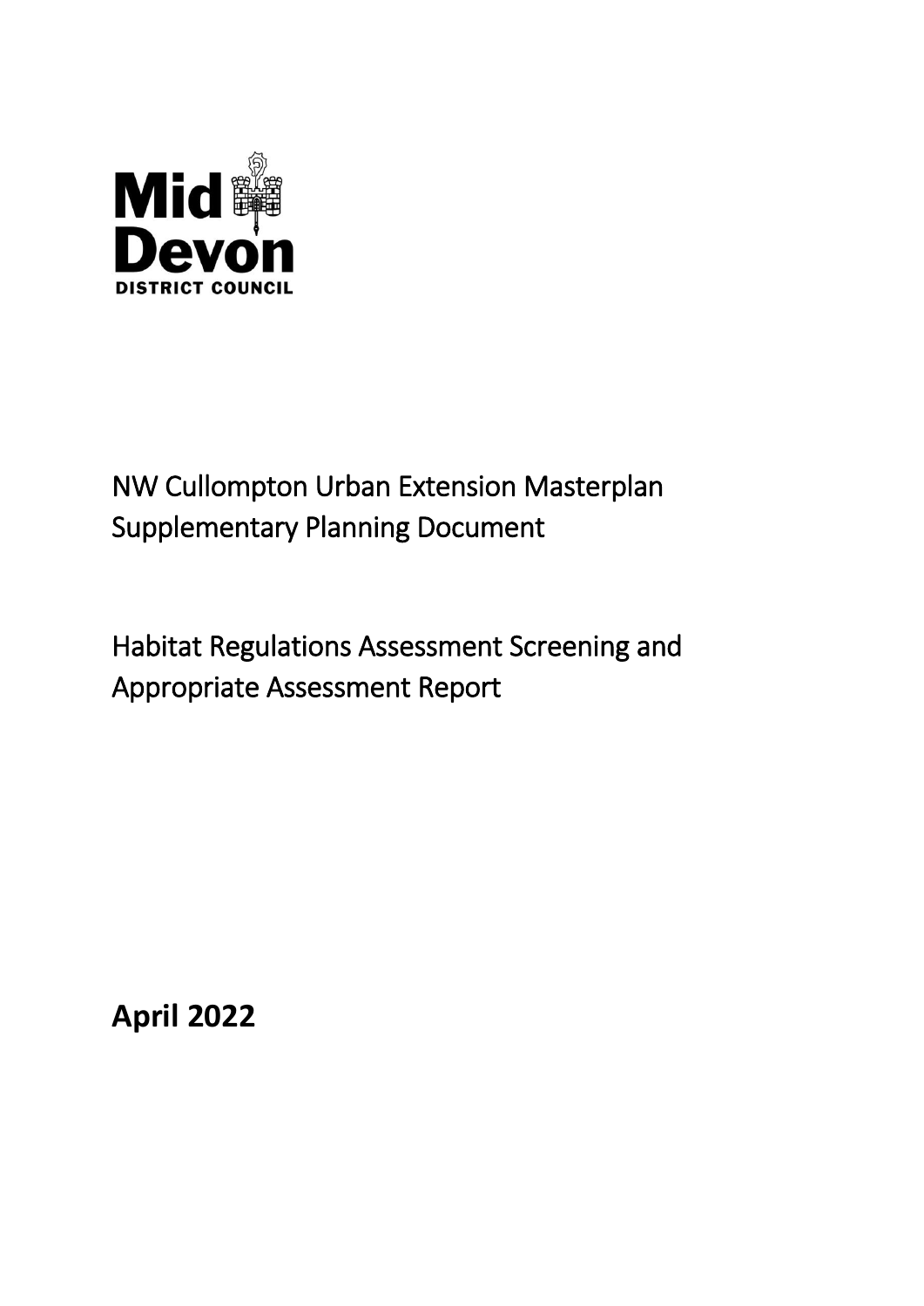Mid Devon

DISTRICT COUNCIL

# NW Cullompton Urban Extension Masterplan Supplementary Planning Document

# Habitat Regulations Assessment Screening and Appropriate Assessment Report

**April 2022**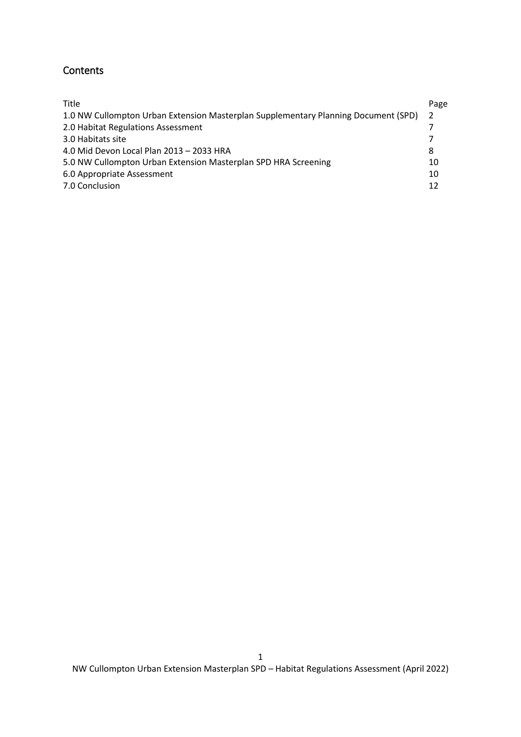## Contents

| Title | Page |
|---|---|
| 1.0 NW Cullompton Urban Extension Masterplan Supplementary Planning Document (SPD) | 2 |
| 2.0 Habitat Regulations Assessment | 7 |
| 3.0 Habitats site | 7 |
| 4.0 Mid Devon Local Plan 2013 – 2033 HRA | 8 |
| 5.0 NW Cullompton Urban Extension Masterplan SPD HRA Screening | 10 |
| 6.0 Appropriate Assessment | 10 |
| 7.0 Conclusion | 12 |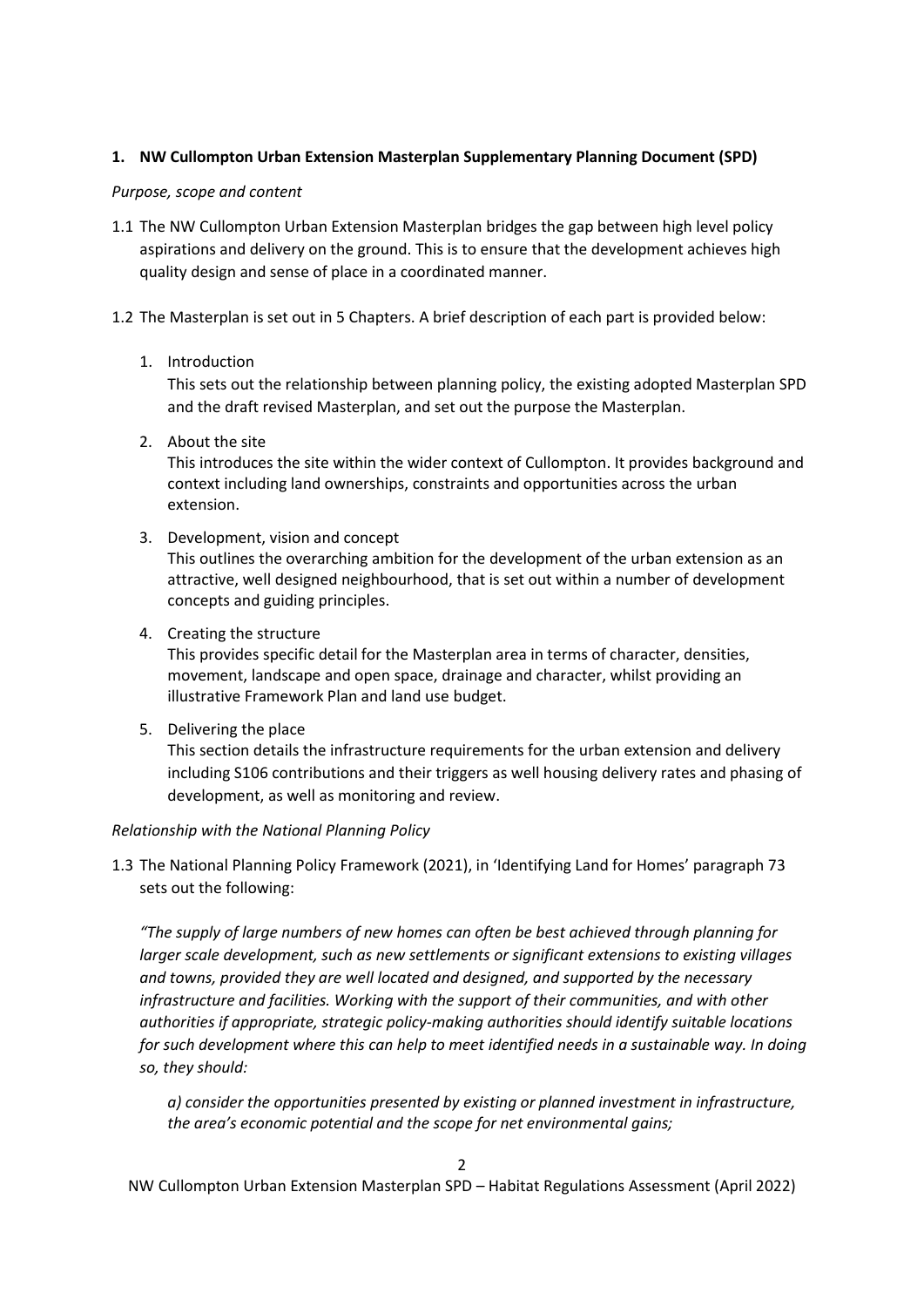## 1. NW Cullompton Urban Extension Masterplan Supplementary Planning Document (SPD)

*Purpose, scope and content*

1.1 The NW Cullompton Urban Extension Masterplan bridges the gap between high level policy aspirations and delivery on the ground. This is to ensure that the development achieves high quality design and sense of place in a coordinated manner.

1.2 The Masterplan is set out in 5 Chapters. A brief description of each part is provided below:

1. Introduction
   This sets out the relationship between planning policy, the existing adopted Masterplan SPD and the draft revised Masterplan, and set out the purpose the Masterplan.

2. About the site
   This introduces the site within the wider context of Cullompton. It provides background and context including land ownerships, constraints and opportunities across the urban extension.

3. Development, vision and concept
   This outlines the overarching ambition for the development of the urban extension as an attractive, well designed neighbourhood, that is set out within a number of development concepts and guiding principles.

4. Creating the structure
   This provides specific detail for the Masterplan area in terms of character, densities, movement, landscape and open space, drainage and character, whilst providing an illustrative Framework Plan and land use budget.

5. Delivering the place
   This section details the infrastructure requirements for the urban extension and delivery including S106 contributions and their triggers as well housing delivery rates and phasing of development, as well as monitoring and review.

*Relationship with the National Planning Policy*

1.3 The National Planning Policy Framework (2021), in 'Identifying Land for Homes' paragraph 73 sets out the following:

*"The supply of large numbers of new homes can often be best achieved through planning for larger scale development, such as new settlements or significant extensions to existing villages and towns, provided they are well located and designed, and supported by the necessary infrastructure and facilities. Working with the support of their communities, and with other authorities if appropriate, strategic policy-making authorities should identify suitable locations for such development where this can help to meet identified needs in a sustainable way. In doing so, they should:*

*a) consider the opportunities presented by existing or planned investment in infrastructure, the area's economic potential and the scope for net environmental gains;*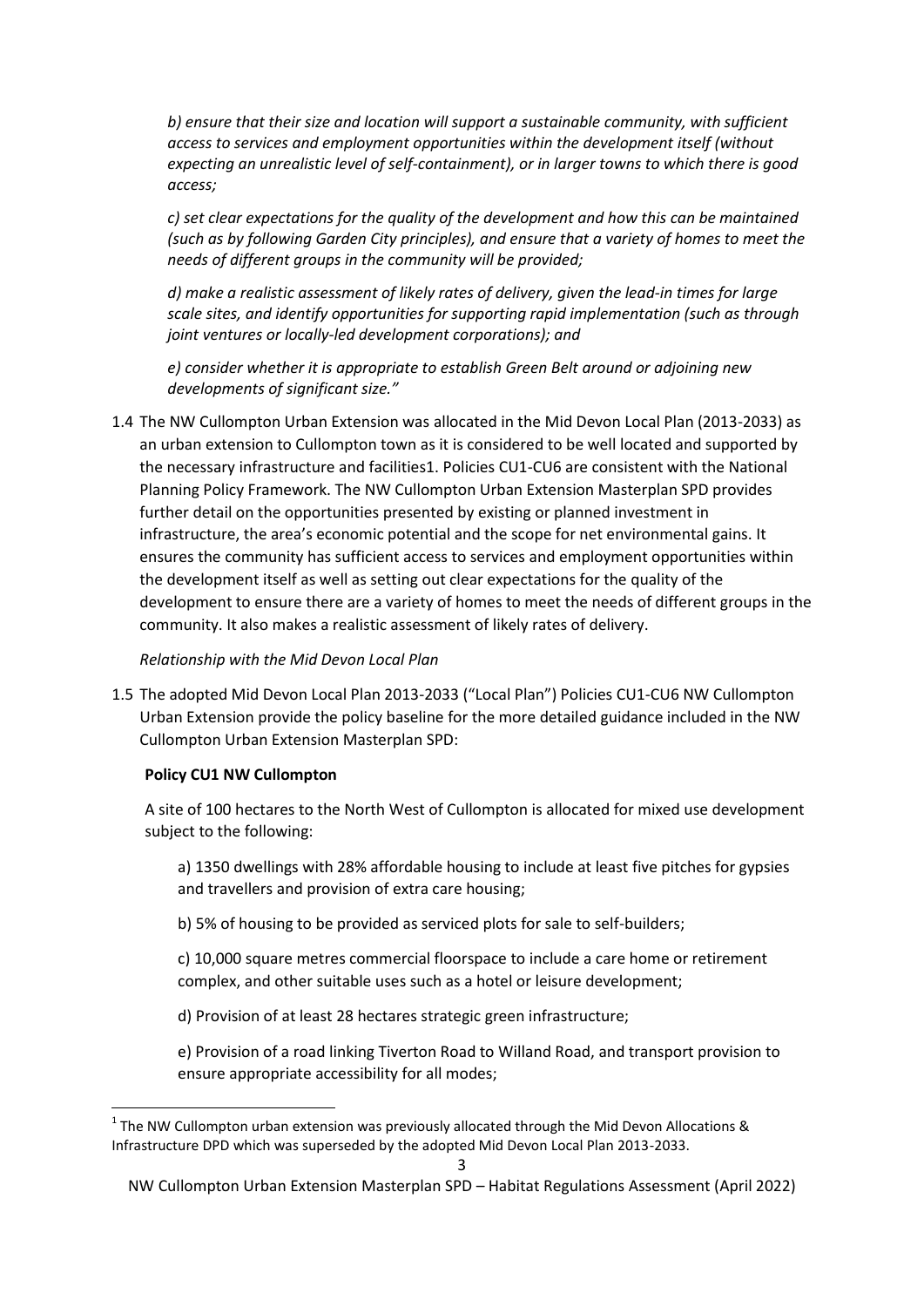*b) ensure that their size and location will support a sustainable community, with sufficient access to services and employment opportunities within the development itself (without expecting an unrealistic level of self-containment), or in larger towns to which there is good access;*

*c) set clear expectations for the quality of the development and how this can be maintained (such as by following Garden City principles), and ensure that a variety of homes to meet the needs of different groups in the community will be provided;*

*d) make a realistic assessment of likely rates of delivery, given the lead-in times for large scale sites, and identify opportunities for supporting rapid implementation (such as through joint ventures or locally-led development corporations); and*

*e) consider whether it is appropriate to establish Green Belt around or adjoining new developments of significant size."*

1.4 The NW Cullompton Urban Extension was allocated in the Mid Devon Local Plan (2013-2033) as an urban extension to Cullompton town as it is considered to be well located and supported by the necessary infrastructure and facilities[1]. Policies CU1-CU6 are consistent with the National Planning Policy Framework. The NW Cullompton Urban Extension Masterplan SPD provides further detail on the opportunities presented by existing or planned investment in infrastructure, the area's economic potential and the scope for net environmental gains. It ensures the community has sufficient access to services and employment opportunities within the development itself as well as setting out clear expectations for the quality of the development to ensure there are a variety of homes to meet the needs of different groups in the community. It also makes a realistic assessment of likely rates of delivery.

*Relationship with the Mid Devon Local Plan*

1.5 The adopted Mid Devon Local Plan 2013-2033 ("Local Plan") Policies CU1-CU6 NW Cullompton Urban Extension provide the policy baseline for the more detailed guidance included in the NW Cullompton Urban Extension Masterplan SPD:

**Policy CU1 NW Cullompton**

A site of 100 hectares to the North West of Cullompton is allocated for mixed use development subject to the following:

a) 1350 dwellings with 28% affordable housing to include at least five pitches for gypsies and travellers and provision of extra care housing;

b) 5% of housing to be provided as serviced plots for sale to self-builders;

c) 10,000 square metres commercial floorspace to include a care home or retirement complex, and other suitable uses such as a hotel or leisure development;

d) Provision of at least 28 hectares strategic green infrastructure;

e) Provision of a road linking Tiverton Road to Willand Road, and transport provision to ensure appropriate accessibility for all modes;

[1] The NW Cullompton urban extension was previously allocated through the Mid Devon Allocations & Infrastructure DPD which was superseded by the adopted Mid Devon Local Plan 2013-2033.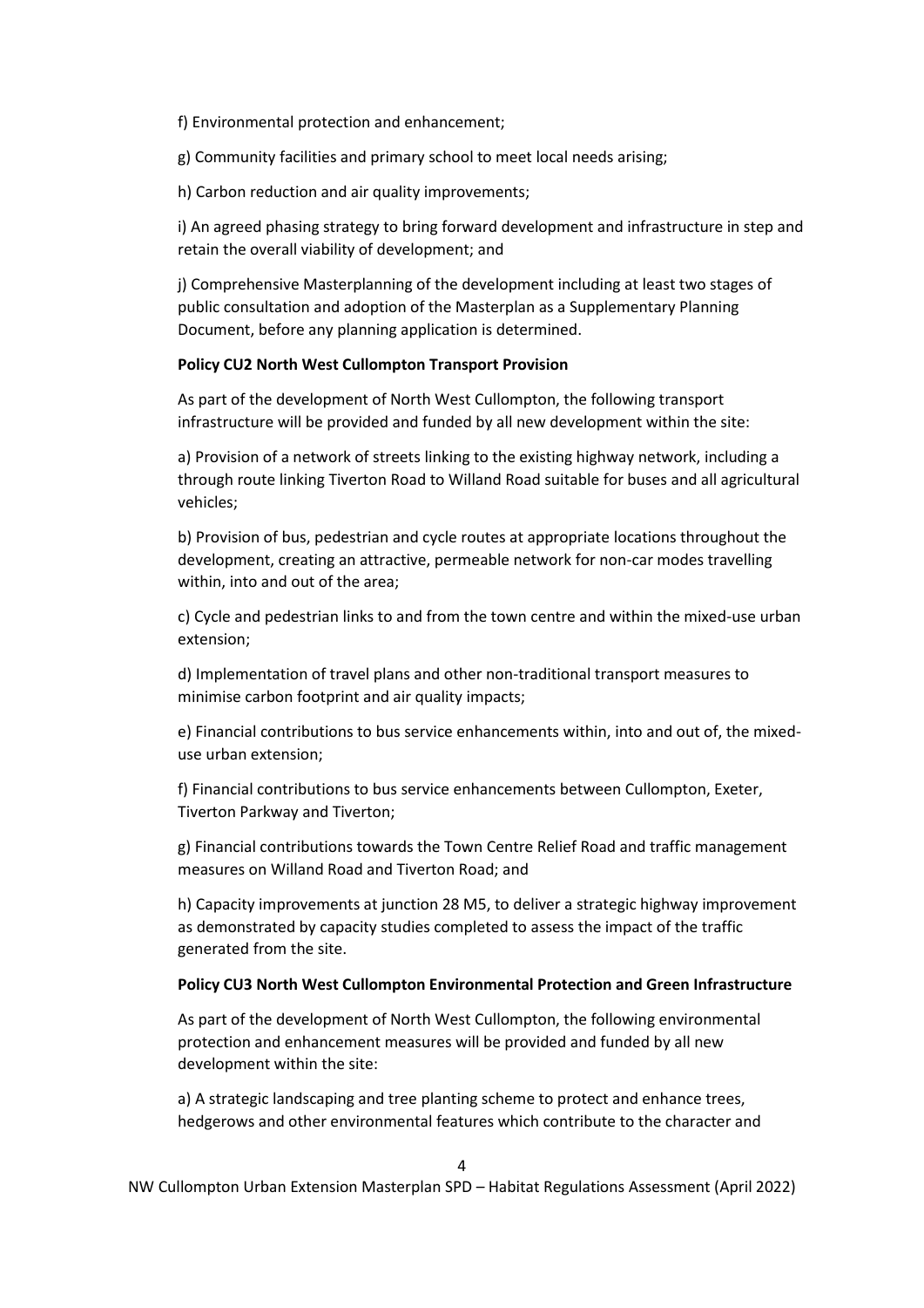f) Environmental protection and enhancement;

g) Community facilities and primary school to meet local needs arising;

h) Carbon reduction and air quality improvements;

i) An agreed phasing strategy to bring forward development and infrastructure in step and retain the overall viability of development; and

j) Comprehensive Masterplanning of the development including at least two stages of public consultation and adoption of the Masterplan as a Supplementary Planning Document, before any planning application is determined.

**Policy CU2 North West Cullompton Transport Provision**

As part of the development of North West Cullompton, the following transport infrastructure will be provided and funded by all new development within the site:

a) Provision of a network of streets linking to the existing highway network, including a through route linking Tiverton Road to Willand Road suitable for buses and all agricultural vehicles;

b) Provision of bus, pedestrian and cycle routes at appropriate locations throughout the development, creating an attractive, permeable network for non-car modes travelling within, into and out of the area;

c) Cycle and pedestrian links to and from the town centre and within the mixed-use urban extension;

d) Implementation of travel plans and other non-traditional transport measures to minimise carbon footprint and air quality impacts;

e) Financial contributions to bus service enhancements within, into and out of, the mixed-use urban extension;

f) Financial contributions to bus service enhancements between Cullompton, Exeter, Tiverton Parkway and Tiverton;

g) Financial contributions towards the Town Centre Relief Road and traffic management measures on Willand Road and Tiverton Road; and

h) Capacity improvements at junction 28 M5, to deliver a strategic highway improvement as demonstrated by capacity studies completed to assess the impact of the traffic generated from the site.

**Policy CU3 North West Cullompton Environmental Protection and Green Infrastructure**

As part of the development of North West Cullompton, the following environmental protection and enhancement measures will be provided and funded by all new development within the site:

a) A strategic landscaping and tree planting scheme to protect and enhance trees, hedgerows and other environmental features which contribute to the character and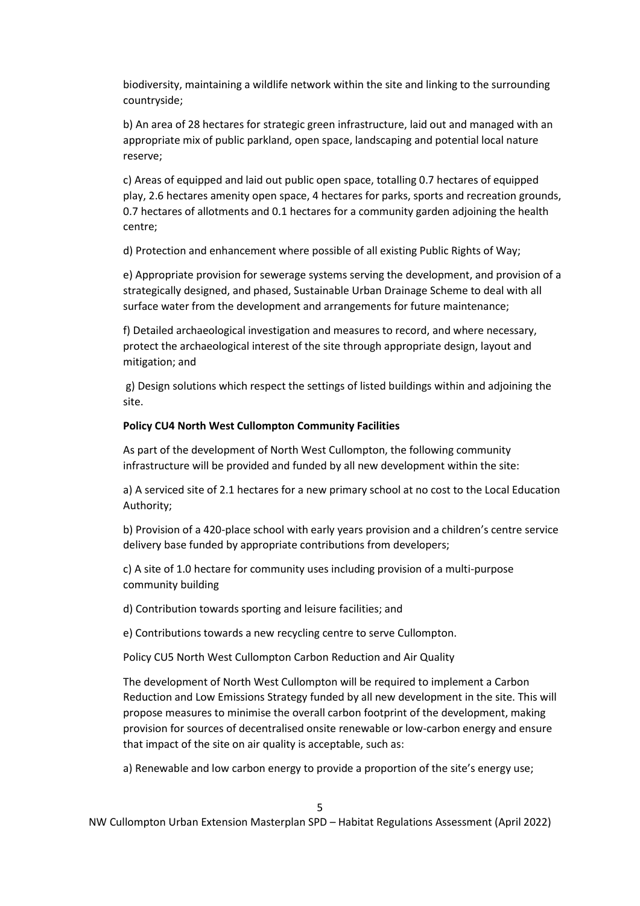biodiversity, maintaining a wildlife network within the site and linking to the surrounding countryside;

b) An area of 28 hectares for strategic green infrastructure, laid out and managed with an appropriate mix of public parkland, open space, landscaping and potential local nature reserve;

c) Areas of equipped and laid out public open space, totalling 0.7 hectares of equipped play, 2.6 hectares amenity open space, 4 hectares for parks, sports and recreation grounds, 0.7 hectares of allotments and 0.1 hectares for a community garden adjoining the health centre;

d) Protection and enhancement where possible of all existing Public Rights of Way;

e) Appropriate provision for sewerage systems serving the development, and provision of a strategically designed, and phased, Sustainable Urban Drainage Scheme to deal with all surface water from the development and arrangements for future maintenance;

f) Detailed archaeological investigation and measures to record, and where necessary, protect the archaeological interest of the site through appropriate design, layout and mitigation; and

g) Design solutions which respect the settings of listed buildings within and adjoining the site.

**Policy CU4 North West Cullompton Community Facilities**

As part of the development of North West Cullompton, the following community infrastructure will be provided and funded by all new development within the site:

a) A serviced site of 2.1 hectares for a new primary school at no cost to the Local Education Authority;

b) Provision of a 420-place school with early years provision and a children's centre service delivery base funded by appropriate contributions from developers;

c) A site of 1.0 hectare for community uses including provision of a multi-purpose community building

d) Contribution towards sporting and leisure facilities; and

e) Contributions towards a new recycling centre to serve Cullompton.

Policy CU5 North West Cullompton Carbon Reduction and Air Quality

The development of North West Cullompton will be required to implement a Carbon Reduction and Low Emissions Strategy funded by all new development in the site. This will propose measures to minimise the overall carbon footprint of the development, making provision for sources of decentralised onsite renewable or low-carbon energy and ensure that impact of the site on air quality is acceptable, such as:

a) Renewable and low carbon energy to provide a proportion of the site's energy use;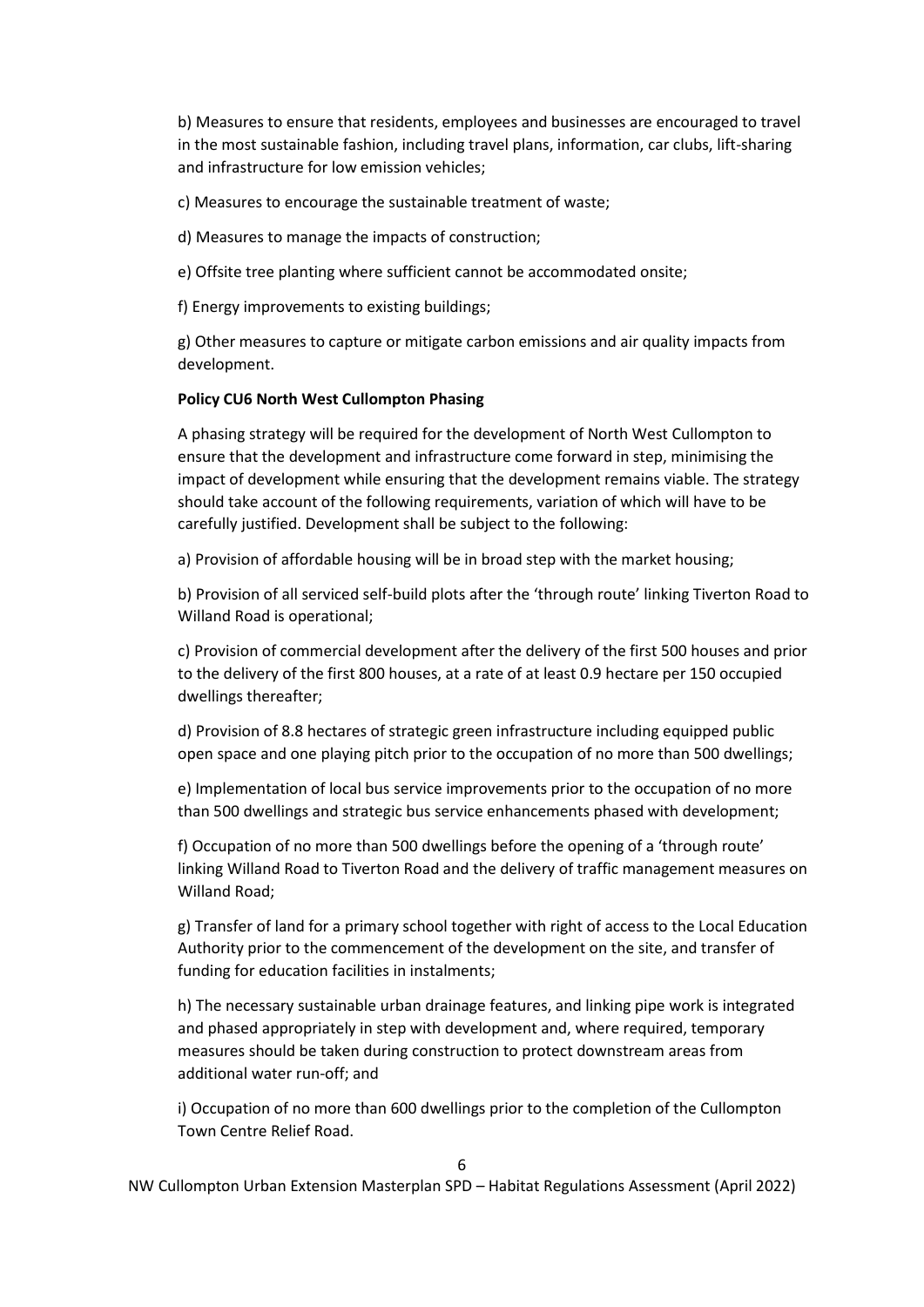b) Measures to ensure that residents, employees and businesses are encouraged to travel in the most sustainable fashion, including travel plans, information, car clubs, lift-sharing and infrastructure for low emission vehicles;

c) Measures to encourage the sustainable treatment of waste;

d) Measures to manage the impacts of construction;

e) Offsite tree planting where sufficient cannot be accommodated onsite;

f) Energy improvements to existing buildings;

g) Other measures to capture or mitigate carbon emissions and air quality impacts from development.

**Policy CU6 North West Cullompton Phasing**

A phasing strategy will be required for the development of North West Cullompton to ensure that the development and infrastructure come forward in step, minimising the impact of development while ensuring that the development remains viable. The strategy should take account of the following requirements, variation of which will have to be carefully justified. Development shall be subject to the following:

a) Provision of affordable housing will be in broad step with the market housing;

b) Provision of all serviced self-build plots after the 'through route' linking Tiverton Road to Willand Road is operational;

c) Provision of commercial development after the delivery of the first 500 houses and prior to the delivery of the first 800 houses, at a rate of at least 0.9 hectare per 150 occupied dwellings thereafter;

d) Provision of 8.8 hectares of strategic green infrastructure including equipped public open space and one playing pitch prior to the occupation of no more than 500 dwellings;

e) Implementation of local bus service improvements prior to the occupation of no more than 500 dwellings and strategic bus service enhancements phased with development;

f) Occupation of no more than 500 dwellings before the opening of a 'through route' linking Willand Road to Tiverton Road and the delivery of traffic management measures on Willand Road;

g) Transfer of land for a primary school together with right of access to the Local Education Authority prior to the commencement of the development on the site, and transfer of funding for education facilities in instalments;

h) The necessary sustainable urban drainage features, and linking pipe work is integrated and phased appropriately in step with development and, where required, temporary measures should be taken during construction to protect downstream areas from additional water run-off; and

i) Occupation of no more than 600 dwellings prior to the completion of the Cullompton Town Centre Relief Road.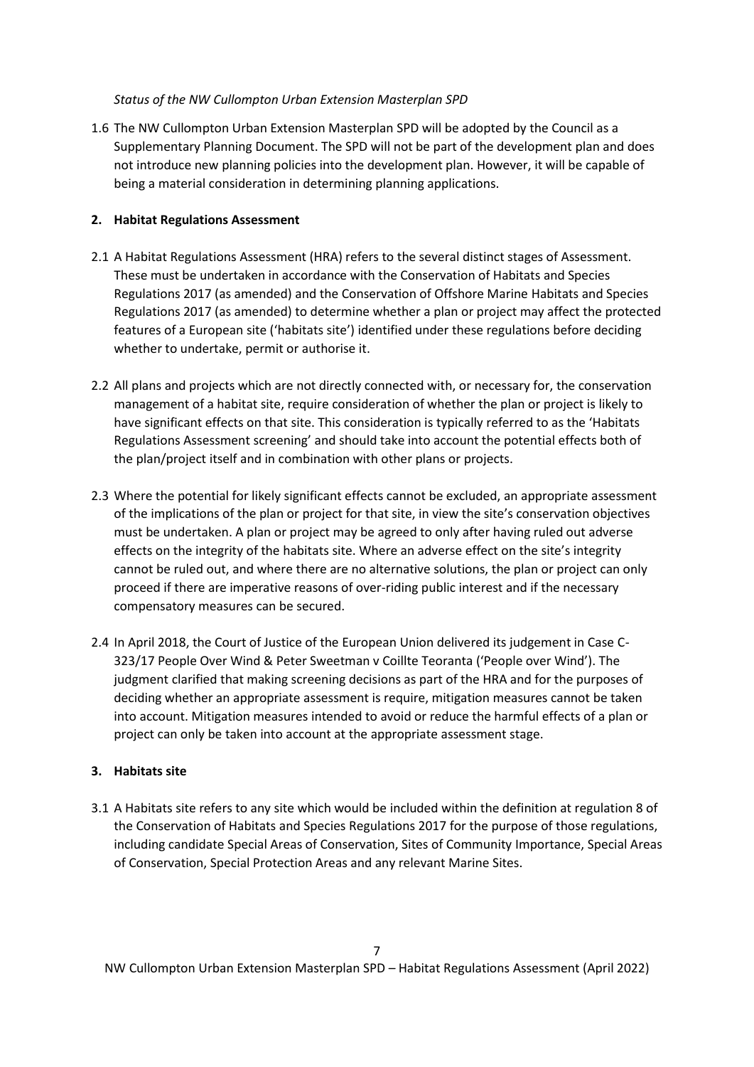*Status of the NW Cullompton Urban Extension Masterplan SPD*

1.6 The NW Cullompton Urban Extension Masterplan SPD will be adopted by the Council as a Supplementary Planning Document. The SPD will not be part of the development plan and does not introduce new planning policies into the development plan. However, it will be capable of being a material consideration in determining planning applications.

## 2. Habitat Regulations Assessment

2.1 A Habitat Regulations Assessment (HRA) refers to the several distinct stages of Assessment. These must be undertaken in accordance with the Conservation of Habitats and Species Regulations 2017 (as amended) and the Conservation of Offshore Marine Habitats and Species Regulations 2017 (as amended) to determine whether a plan or project may affect the protected features of a European site ('habitats site') identified under these regulations before deciding whether to undertake, permit or authorise it.

2.2 All plans and projects which are not directly connected with, or necessary for, the conservation management of a habitat site, require consideration of whether the plan or project is likely to have significant effects on that site. This consideration is typically referred to as the 'Habitats Regulations Assessment screening' and should take into account the potential effects both of the plan/project itself and in combination with other plans or projects.

2.3 Where the potential for likely significant effects cannot be excluded, an appropriate assessment of the implications of the plan or project for that site, in view the site's conservation objectives must be undertaken. A plan or project may be agreed to only after having ruled out adverse effects on the integrity of the habitats site. Where an adverse effect on the site's integrity cannot be ruled out, and where there are no alternative solutions, the plan or project can only proceed if there are imperative reasons of over-riding public interest and if the necessary compensatory measures can be secured.

2.4 In April 2018, the Court of Justice of the European Union delivered its judgement in Case C-323/17 People Over Wind & Peter Sweetman v Coillte Teoranta ('People over Wind'). The judgment clarified that making screening decisions as part of the HRA and for the purposes of deciding whether an appropriate assessment is require, mitigation measures cannot be taken into account. Mitigation measures intended to avoid or reduce the harmful effects of a plan or project can only be taken into account at the appropriate assessment stage.

## 3. Habitats site

3.1 A Habitats site refers to any site which would be included within the definition at regulation 8 of the Conservation of Habitats and Species Regulations 2017 for the purpose of those regulations, including candidate Special Areas of Conservation, Sites of Community Importance, Special Areas of Conservation, Special Protection Areas and any relevant Marine Sites.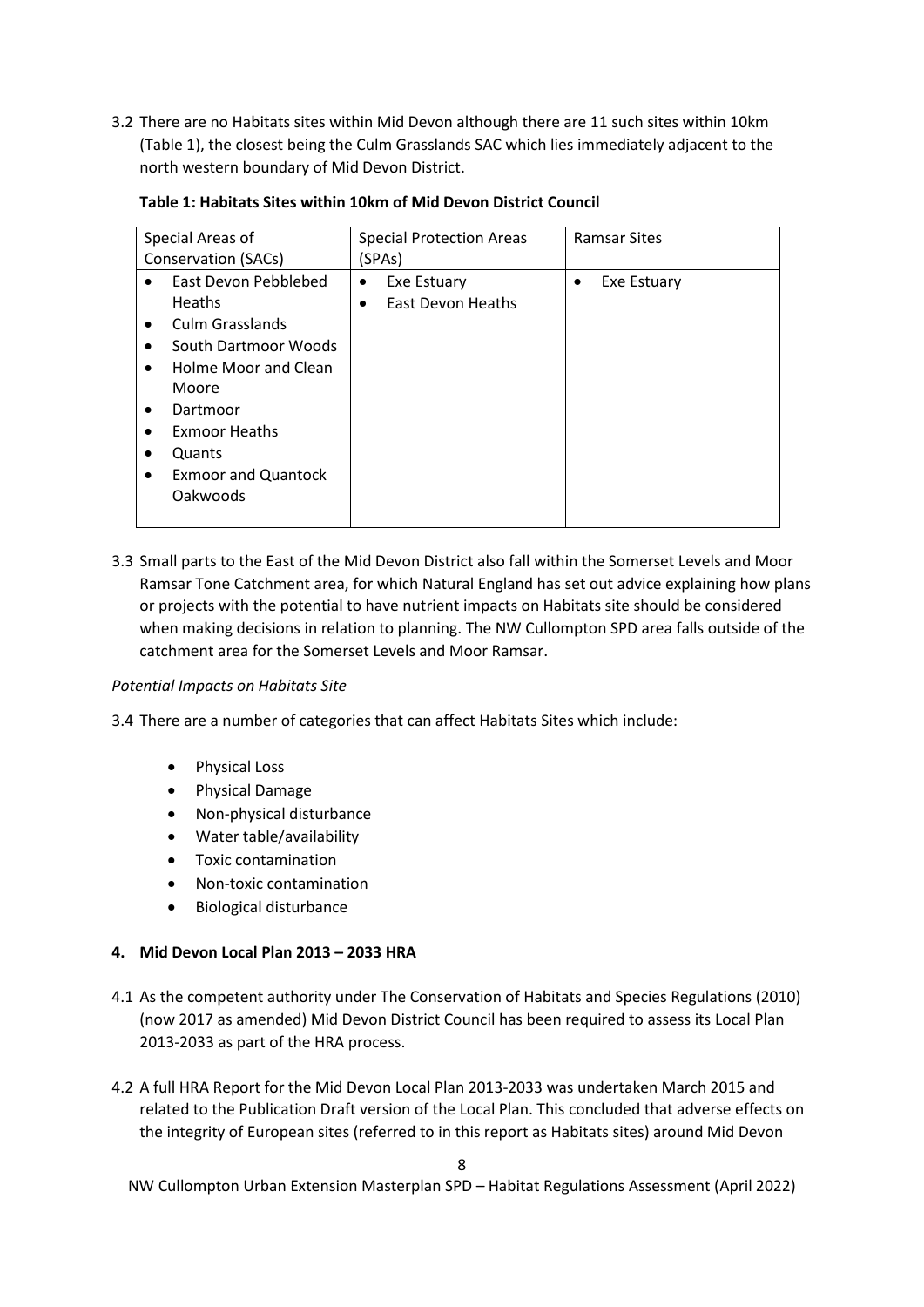3.2 There are no Habitats sites within Mid Devon although there are 11 such sites within 10km (Table 1), the closest being the Culm Grasslands SAC which lies immediately adjacent to the north western boundary of Mid Devon District.

**Table 1: Habitats Sites within 10km of Mid Devon District Council**

| Special Areas of Conservation (SACs) | Special Protection Areas (SPAs) | Ramsar Sites |
|---|---|---|
| • East Devon Pebblebed Heaths<br>• Culm Grasslands<br>• South Dartmoor Woods<br>• Holme Moor and Clean Moore<br>• Dartmoor<br>• Exmoor Heaths<br>• Quants<br>• Exmoor and Quantock Oakwoods | • Exe Estuary<br>• East Devon Heaths | • Exe Estuary |

3.3 Small parts to the East of the Mid Devon District also fall within the Somerset Levels and Moor Ramsar Tone Catchment area, for which Natural England has set out advice explaining how plans or projects with the potential to have nutrient impacts on Habitats site should be considered when making decisions in relation to planning. The NW Cullompton SPD area falls outside of the catchment area for the Somerset Levels and Moor Ramsar.

*Potential Impacts on Habitats Site*

3.4 There are a number of categories that can affect Habitats Sites which include:

- Physical Loss
- Physical Damage
- Non-physical disturbance
- Water table/availability
- Toxic contamination
- Non-toxic contamination
- Biological disturbance

## 4. Mid Devon Local Plan 2013 – 2033 HRA

4.1 As the competent authority under The Conservation of Habitats and Species Regulations (2010) (now 2017 as amended) Mid Devon District Council has been required to assess its Local Plan 2013-2033 as part of the HRA process.

4.2 A full HRA Report for the Mid Devon Local Plan 2013-2033 was undertaken March 2015 and related to the Publication Draft version of the Local Plan. This concluded that adverse effects on the integrity of European sites (referred to in this report as Habitats sites) around Mid Devon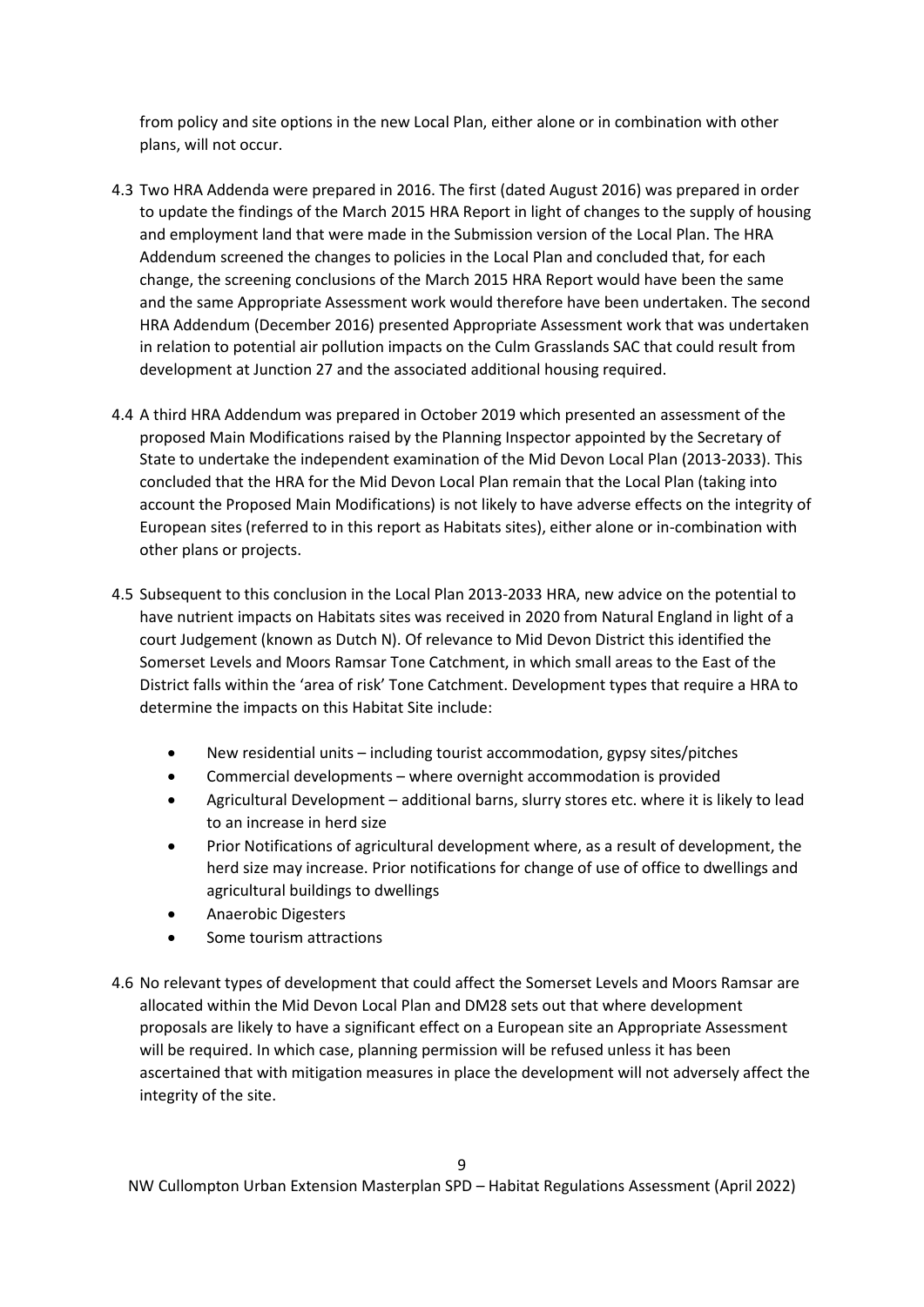from policy and site options in the new Local Plan, either alone or in combination with other plans, will not occur.

4.3 Two HRA Addenda were prepared in 2016. The first (dated August 2016) was prepared in order to update the findings of the March 2015 HRA Report in light of changes to the supply of housing and employment land that were made in the Submission version of the Local Plan. The HRA Addendum screened the changes to policies in the Local Plan and concluded that, for each change, the screening conclusions of the March 2015 HRA Report would have been the same and the same Appropriate Assessment work would therefore have been undertaken. The second HRA Addendum (December 2016) presented Appropriate Assessment work that was undertaken in relation to potential air pollution impacts on the Culm Grasslands SAC that could result from development at Junction 27 and the associated additional housing required.

4.4 A third HRA Addendum was prepared in October 2019 which presented an assessment of the proposed Main Modifications raised by the Planning Inspector appointed by the Secretary of State to undertake the independent examination of the Mid Devon Local Plan (2013-2033). This concluded that the HRA for the Mid Devon Local Plan remain that the Local Plan (taking into account the Proposed Main Modifications) is not likely to have adverse effects on the integrity of European sites (referred to in this report as Habitats sites), either alone or in-combination with other plans or projects.

4.5 Subsequent to this conclusion in the Local Plan 2013-2033 HRA, new advice on the potential to have nutrient impacts on Habitats sites was received in 2020 from Natural England in light of a court Judgement (known as Dutch N). Of relevance to Mid Devon District this identified the Somerset Levels and Moors Ramsar Tone Catchment, in which small areas to the East of the District falls within the 'area of risk' Tone Catchment. Development types that require a HRA to determine the impacts on this Habitat Site include:

- New residential units – including tourist accommodation, gypsy sites/pitches
- Commercial developments – where overnight accommodation is provided
- Agricultural Development – additional barns, slurry stores etc. where it is likely to lead to an increase in herd size
- Prior Notifications of agricultural development where, as a result of development, the herd size may increase. Prior notifications for change of use of office to dwellings and agricultural buildings to dwellings
- Anaerobic Digesters
- Some tourism attractions

4.6 No relevant types of development that could affect the Somerset Levels and Moors Ramsar are allocated within the Mid Devon Local Plan and DM28 sets out that where development proposals are likely to have a significant effect on a European site an Appropriate Assessment will be required. In which case, planning permission will be refused unless it has been ascertained that with mitigation measures in place the development will not adversely affect the integrity of the site.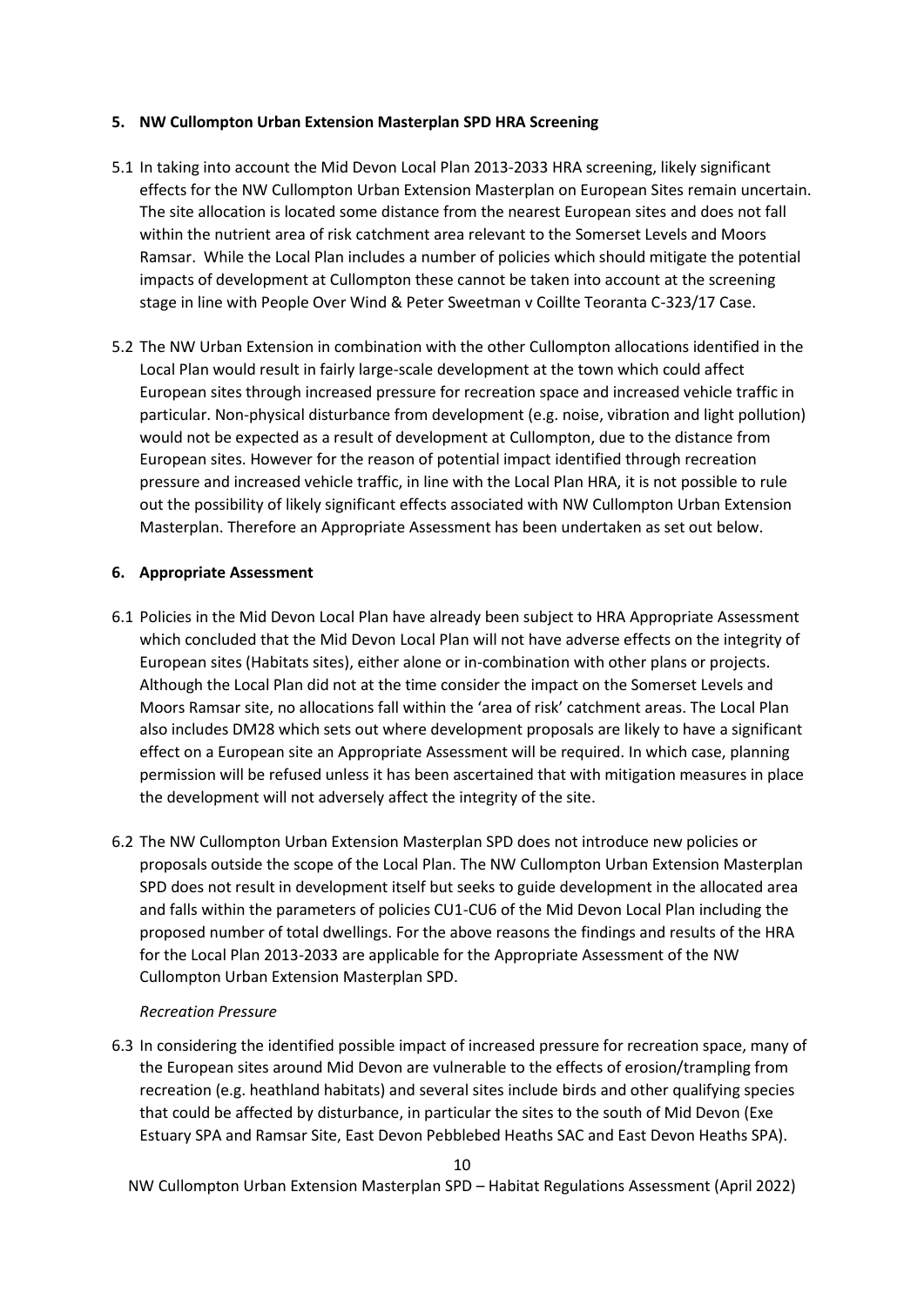## 5. NW Cullompton Urban Extension Masterplan SPD HRA Screening

5.1 In taking into account the Mid Devon Local Plan 2013-2033 HRA screening, likely significant effects for the NW Cullompton Urban Extension Masterplan on European Sites remain uncertain. The site allocation is located some distance from the nearest European sites and does not fall within the nutrient area of risk catchment area relevant to the Somerset Levels and Moors Ramsar. While the Local Plan includes a number of policies which should mitigate the potential impacts of development at Cullompton these cannot be taken into account at the screening stage in line with People Over Wind & Peter Sweetman v Coillte Teoranta C-323/17 Case.

5.2 The NW Urban Extension in combination with the other Cullompton allocations identified in the Local Plan would result in fairly large-scale development at the town which could affect European sites through increased pressure for recreation space and increased vehicle traffic in particular. Non-physical disturbance from development (e.g. noise, vibration and light pollution) would not be expected as a result of development at Cullompton, due to the distance from European sites. However for the reason of potential impact identified through recreation pressure and increased vehicle traffic, in line with the Local Plan HRA, it is not possible to rule out the possibility of likely significant effects associated with NW Cullompton Urban Extension Masterplan. Therefore an Appropriate Assessment has been undertaken as set out below.

## 6. Appropriate Assessment

6.1 Policies in the Mid Devon Local Plan have already been subject to HRA Appropriate Assessment which concluded that the Mid Devon Local Plan will not have adverse effects on the integrity of European sites (Habitats sites), either alone or in-combination with other plans or projects. Although the Local Plan did not at the time consider the impact on the Somerset Levels and Moors Ramsar site, no allocations fall within the 'area of risk' catchment areas. The Local Plan also includes DM28 which sets out where development proposals are likely to have a significant effect on a European site an Appropriate Assessment will be required. In which case, planning permission will be refused unless it has been ascertained that with mitigation measures in place the development will not adversely affect the integrity of the site.

6.2 The NW Cullompton Urban Extension Masterplan SPD does not introduce new policies or proposals outside the scope of the Local Plan. The NW Cullompton Urban Extension Masterplan SPD does not result in development itself but seeks to guide development in the allocated area and falls within the parameters of policies CU1-CU6 of the Mid Devon Local Plan including the proposed number of total dwellings. For the above reasons the findings and results of the HRA for the Local Plan 2013-2033 are applicable for the Appropriate Assessment of the NW Cullompton Urban Extension Masterplan SPD.

*Recreation Pressure*

6.3 In considering the identified possible impact of increased pressure for recreation space, many of the European sites around Mid Devon are vulnerable to the effects of erosion/trampling from recreation (e.g. heathland habitats) and several sites include birds and other qualifying species that could be affected by disturbance, in particular the sites to the south of Mid Devon (Exe Estuary SPA and Ramsar Site, East Devon Pebblebed Heaths SAC and East Devon Heaths SPA).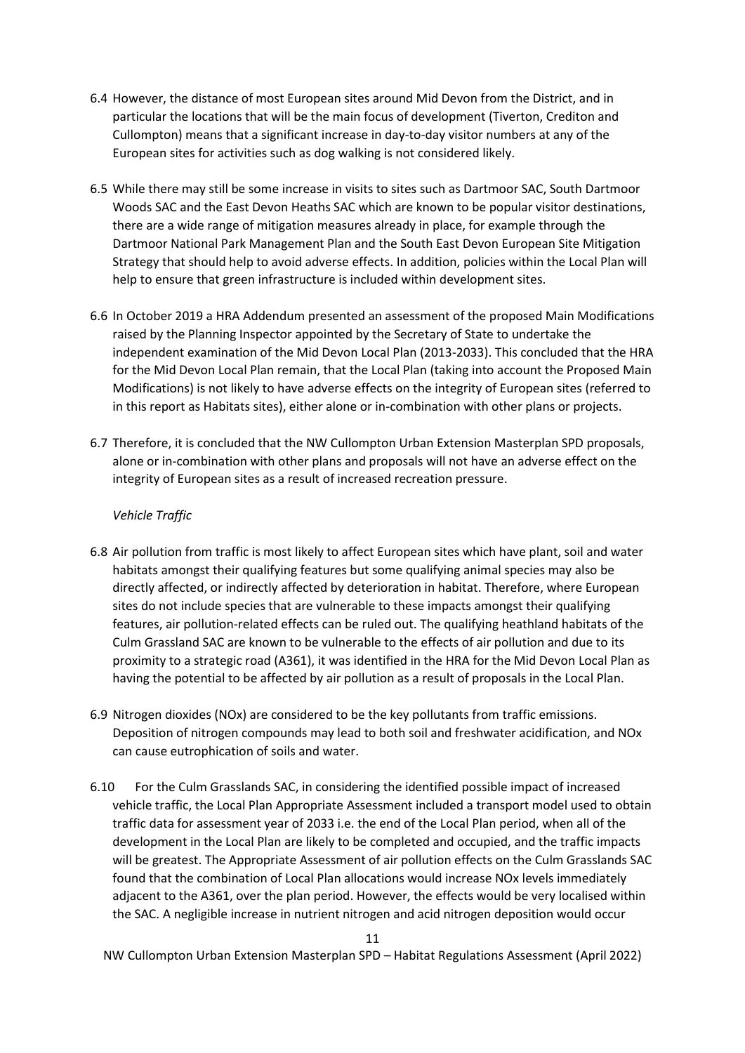6.4 However, the distance of most European sites around Mid Devon from the District, and in particular the locations that will be the main focus of development (Tiverton, Crediton and Cullompton) means that a significant increase in day-to-day visitor numbers at any of the European sites for activities such as dog walking is not considered likely.

6.5 While there may still be some increase in visits to sites such as Dartmoor SAC, South Dartmoor Woods SAC and the East Devon Heaths SAC which are known to be popular visitor destinations, there are a wide range of mitigation measures already in place, for example through the Dartmoor National Park Management Plan and the South East Devon European Site Mitigation Strategy that should help to avoid adverse effects. In addition, policies within the Local Plan will help to ensure that green infrastructure is included within development sites.

6.6 In October 2019 a HRA Addendum presented an assessment of the proposed Main Modifications raised by the Planning Inspector appointed by the Secretary of State to undertake the independent examination of the Mid Devon Local Plan (2013-2033). This concluded that the HRA for the Mid Devon Local Plan remain, that the Local Plan (taking into account the Proposed Main Modifications) is not likely to have adverse effects on the integrity of European sites (referred to in this report as Habitats sites), either alone or in-combination with other plans or projects.

6.7 Therefore, it is concluded that the NW Cullompton Urban Extension Masterplan SPD proposals, alone or in-combination with other plans and proposals will not have an adverse effect on the integrity of European sites as a result of increased recreation pressure.

*Vehicle Traffic*

6.8 Air pollution from traffic is most likely to affect European sites which have plant, soil and water habitats amongst their qualifying features but some qualifying animal species may also be directly affected, or indirectly affected by deterioration in habitat. Therefore, where European sites do not include species that are vulnerable to these impacts amongst their qualifying features, air pollution-related effects can be ruled out. The qualifying heathland habitats of the Culm Grassland SAC are known to be vulnerable to the effects of air pollution and due to its proximity to a strategic road (A361), it was identified in the HRA for the Mid Devon Local Plan as having the potential to be affected by air pollution as a result of proposals in the Local Plan.

6.9 Nitrogen dioxides (NOx) are considered to be the key pollutants from traffic emissions. Deposition of nitrogen compounds may lead to both soil and freshwater acidification, and NOx can cause eutrophication of soils and water.

6.10 For the Culm Grasslands SAC, in considering the identified possible impact of increased vehicle traffic, the Local Plan Appropriate Assessment included a transport model used to obtain traffic data for assessment year of 2033 i.e. the end of the Local Plan period, when all of the development in the Local Plan are likely to be completed and occupied, and the traffic impacts will be greatest. The Appropriate Assessment of air pollution effects on the Culm Grasslands SAC found that the combination of Local Plan allocations would increase NOx levels immediately adjacent to the A361, over the plan period. However, the effects would be very localised within the SAC. A negligible increase in nutrient nitrogen and acid nitrogen deposition would occur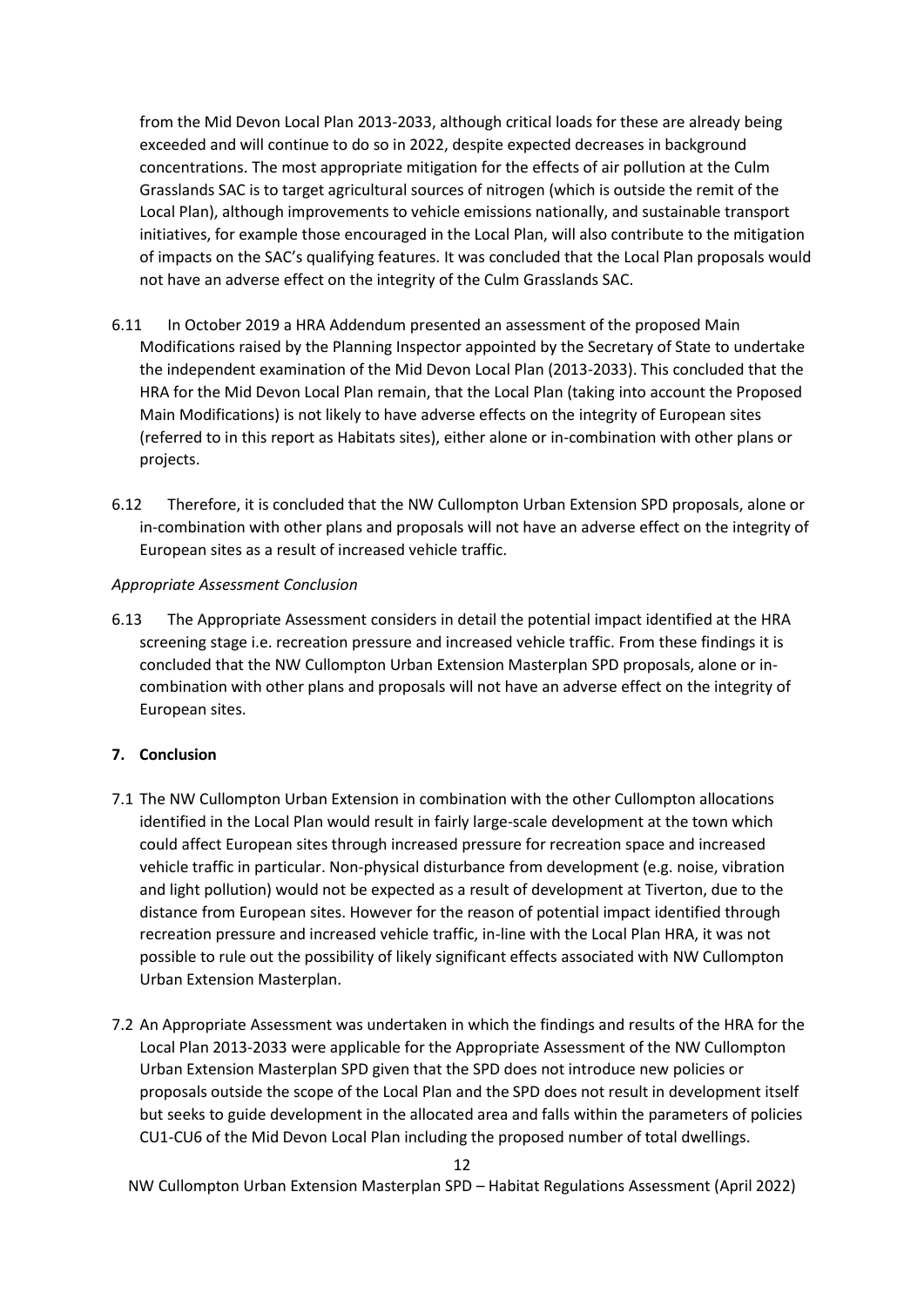from the Mid Devon Local Plan 2013-2033, although critical loads for these are already being exceeded and will continue to do so in 2022, despite expected decreases in background concentrations. The most appropriate mitigation for the effects of air pollution at the Culm Grasslands SAC is to target agricultural sources of nitrogen (which is outside the remit of the Local Plan), although improvements to vehicle emissions nationally, and sustainable transport initiatives, for example those encouraged in the Local Plan, will also contribute to the mitigation of impacts on the SAC's qualifying features. It was concluded that the Local Plan proposals would not have an adverse effect on the integrity of the Culm Grasslands SAC.

6.11 In October 2019 a HRA Addendum presented an assessment of the proposed Main Modifications raised by the Planning Inspector appointed by the Secretary of State to undertake the independent examination of the Mid Devon Local Plan (2013-2033). This concluded that the HRA for the Mid Devon Local Plan remain, that the Local Plan (taking into account the Proposed Main Modifications) is not likely to have adverse effects on the integrity of European sites (referred to in this report as Habitats sites), either alone or in-combination with other plans or projects.

6.12 Therefore, it is concluded that the NW Cullompton Urban Extension SPD proposals, alone or in-combination with other plans and proposals will not have an adverse effect on the integrity of European sites as a result of increased vehicle traffic.

*Appropriate Assessment Conclusion*

6.13 The Appropriate Assessment considers in detail the potential impact identified at the HRA screening stage i.e. recreation pressure and increased vehicle traffic. From these findings it is concluded that the NW Cullompton Urban Extension Masterplan SPD proposals, alone or in-combination with other plans and proposals will not have an adverse effect on the integrity of European sites.

## 7. Conclusion

7.1 The NW Cullompton Urban Extension in combination with the other Cullompton allocations identified in the Local Plan would result in fairly large-scale development at the town which could affect European sites through increased pressure for recreation space and increased vehicle traffic in particular. Non-physical disturbance from development (e.g. noise, vibration and light pollution) would not be expected as a result of development at Tiverton, due to the distance from European sites. However for the reason of potential impact identified through recreation pressure and increased vehicle traffic, in-line with the Local Plan HRA, it was not possible to rule out the possibility of likely significant effects associated with NW Cullompton Urban Extension Masterplan.

7.2 An Appropriate Assessment was undertaken in which the findings and results of the HRA for the Local Plan 2013-2033 were applicable for the Appropriate Assessment of the NW Cullompton Urban Extension Masterplan SPD given that the SPD does not introduce new policies or proposals outside the scope of the Local Plan and the SPD does not result in development itself but seeks to guide development in the allocated area and falls within the parameters of policies CU1-CU6 of the Mid Devon Local Plan including the proposed number of total dwellings.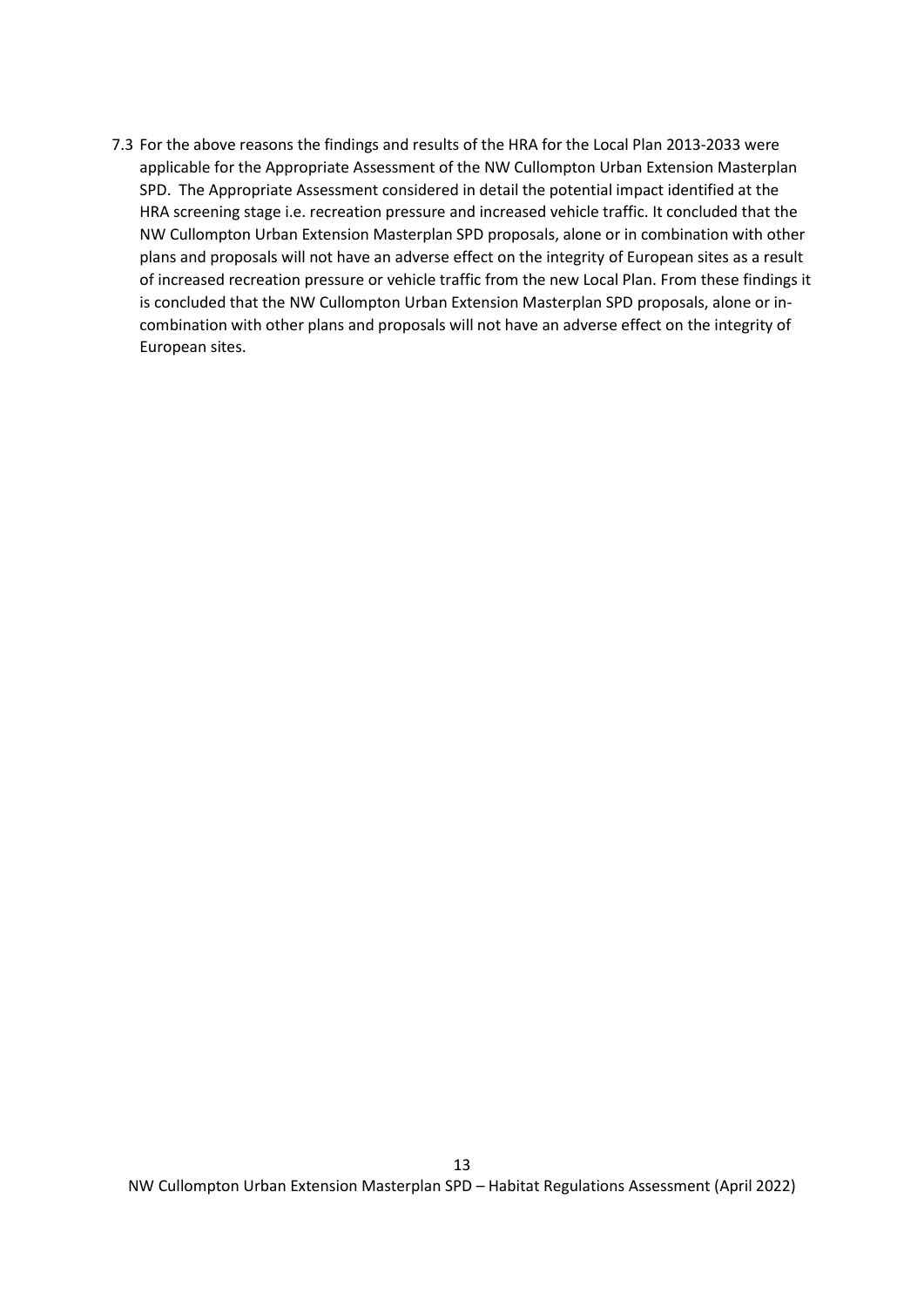7.3 For the above reasons the findings and results of the HRA for the Local Plan 2013-2033 were applicable for the Appropriate Assessment of the NW Cullompton Urban Extension Masterplan SPD. The Appropriate Assessment considered in detail the potential impact identified at the HRA screening stage i.e. recreation pressure and increased vehicle traffic. It concluded that the NW Cullompton Urban Extension Masterplan SPD proposals, alone or in combination with other plans and proposals will not have an adverse effect on the integrity of European sites as a result of increased recreation pressure or vehicle traffic from the new Local Plan. From these findings it is concluded that the NW Cullompton Urban Extension Masterplan SPD proposals, alone or in-combination with other plans and proposals will not have an adverse effect on the integrity of European sites.